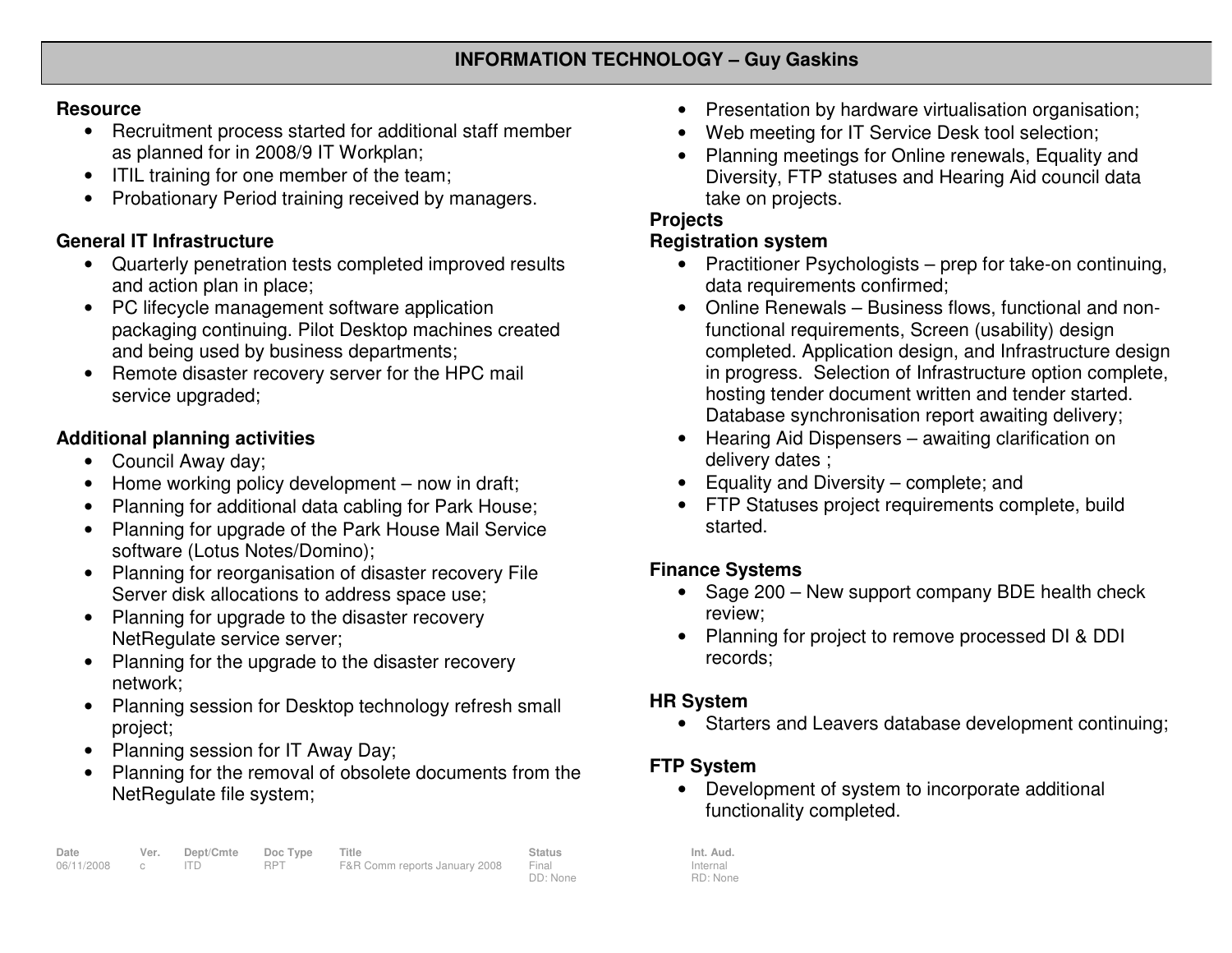## INFORMATION TECHNOLOGY – Guy Gaskins

**Resource**

- Recruitment process started for additional staff member as planned for in 2008/9 IT Workplan;
- ITIL training for one member of the team;
- Probationary Period training received by managers.

**General IT Infrastructure**

- Quarterly penetration tests completed improved results and action plan in place;
- PC lifecycle management software application packaging continuing. Pilot Desktop machines created and being used by business departments;
- Remote disaster recovery server for the HPC mail service upgraded;

**Additional planning activities**

- Council Away day;
- Home working policy development – now in draft;
- Planning for additional data cabling for Park House;
- Planning for upgrade of the Park House Mail Service software (Lotus Notes/Domino);
- Planning for reorganisation of disaster recovery File Server disk allocations to address space use;
- Planning for upgrade to the disaster recovery NetRegulate service server;
- Planning for the upgrade to the disaster recovery network;
- Planning session for Desktop technology refresh small project;
- Planning session for IT Away Day;
- Planning for the removal of obsolete documents from the NetRegulate file system;
- Presentation by hardware virtualisation organisation;
- Web meeting for IT Service Desk tool selection;
- Planning meetings for Online renewals, Equality and Diversity, FTP statuses and Hearing Aid council data take on projects.

**Projects**

**Registration system**

- Practitioner Psychologists – prep for take-on continuing, data requirements confirmed;
- Online Renewals – Business flows, functional and non-functional requirements, Screen (usability) design completed. Application design, and Infrastructure design in progress. Selection of Infrastructure option complete, hosting tender document written and tender started. Database synchronisation report awaiting delivery;
- Hearing Aid Dispensers – awaiting clarification on delivery dates ;
- Equality and Diversity – complete; and
- FTP Statuses project requirements complete, build started.

**Finance Systems**

- Sage 200 – New support company BDE health check review;
- Planning for project to remove processed DI & DDI records;

**HR System**

- Starters and Leavers database development continuing;

**FTP System**

- Development of system to incorporate additional functionality completed.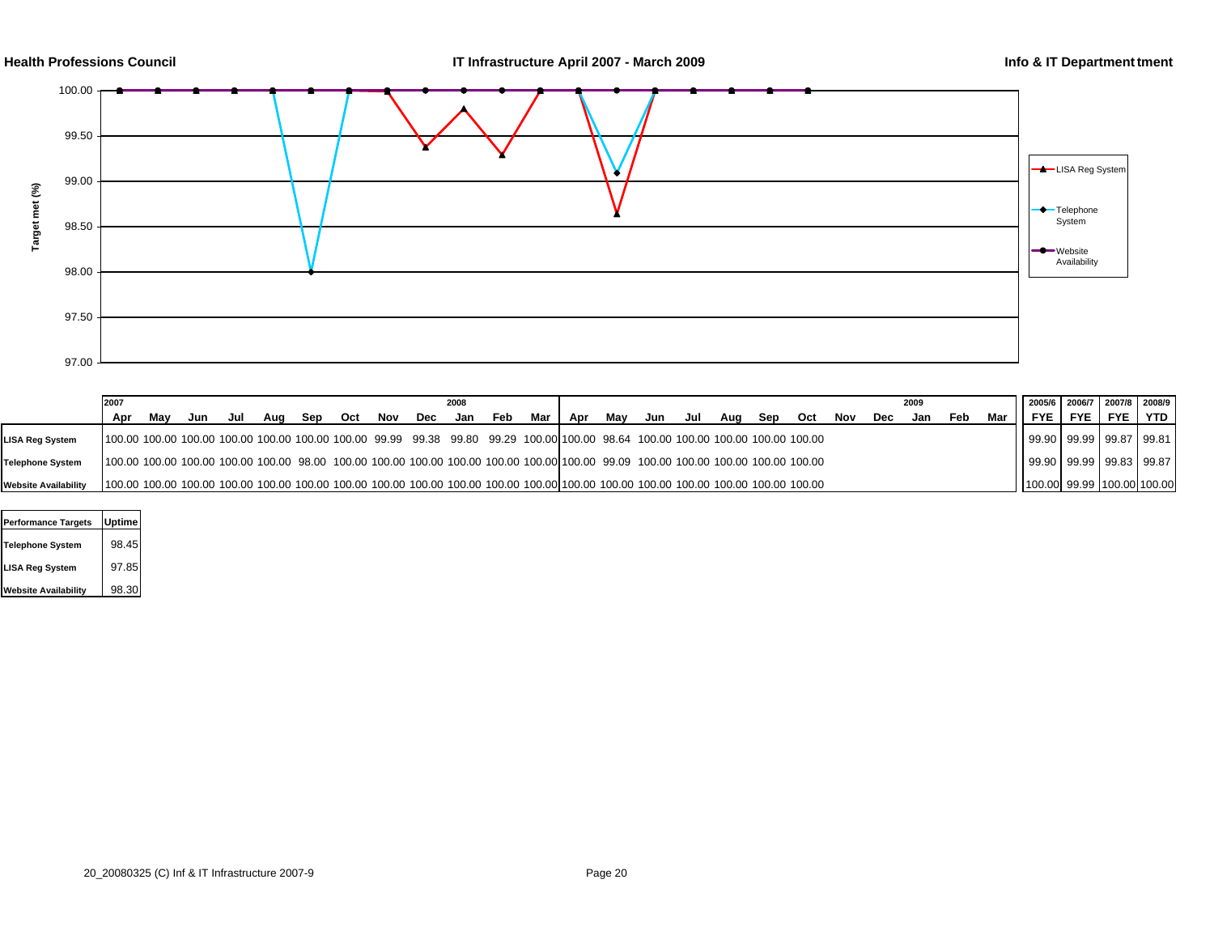**Health Professions Council** | **IT Infrastructure April 2007 - March 2009** | **Info & IT Department**

100.00
99.50
99.00
98.50
98.00
97.50
97.00

Target met (%)

LISA Reg System
Telephone System
Website Availability

| | 2007 Apr | May | Jun | Jul | Aug | Sep | Oct | Nov | Dec | 2008 Jan | Feb | Mar | Apr | May | Jun | Jul | Aug | Sep | Oct | Nov | Dec | 2009 Jan | Feb | Mar | 2005/6 FYE | 2006/7 FYE | 2007/8 FYE | 2008/9 YTD |
|---|---|---|---|---|---|---|---|---|---|---|---|---|---|---|---|---|---|---|---|---|---|---|---|---|---|---|---|---|
| **LISA Reg System** | 100.00 | 100.00 | 100.00 | 100.00 | 100.00 | 100.00 | 100.00 | 99.99 | 99.38 | 99.80 | 99.29 | 100.00 | 100.00 | 98.64 | 100.00 | 100.00 | 100.00 | 100.00 | 100.00 | | | | | | 99.90 | 99.99 | 99.87 | 99.81 |
| **Telephone System** | 100.00 | 100.00 | 100.00 | 100.00 | 100.00 | 98.00 | 100.00 | 100.00 | 100.00 | 100.00 | 100.00 | 100.00 | 100.00 | 99.09 | 100.00 | 100.00 | 100.00 | 100.00 | 100.00 | | | | | | 99.90 | 99.99 | 99.83 | 99.87 |
| **Website Availability** | 100.00 | 100.00 | 100.00 | 100.00 | 100.00 | 100.00 | 100.00 | 100.00 | 100.00 | 100.00 | 100.00 | 100.00 | 100.00 | 100.00 | 100.00 | 100.00 | 100.00 | 100.00 | 100.00 | | | | | | 100.00 | 99.99 | 100.00 | 100.00 |

| Performance Targets | Uptime |
|---|---|
| **Telephone System** | 98.45 |
| **LISA Reg System** | 97.85 |
| **Website Availability** | 98.30 |

20_20080325 (C) Inf & IT Infrastructure 2007-9